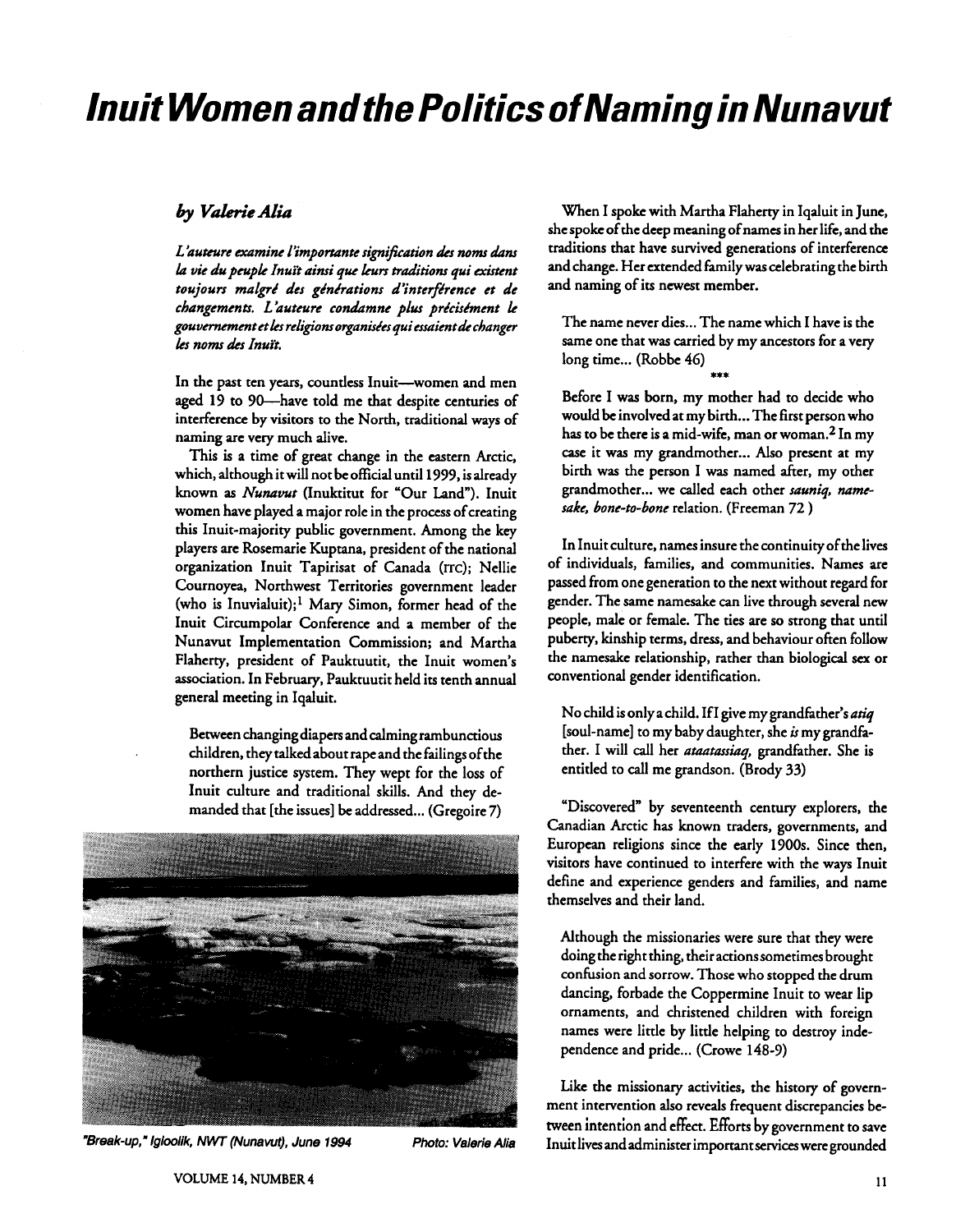# Inuit Women and the Politics of Naming in Nunavut

### *by Valerie Alia*

*L'auteure examine l'importante signification des noms dans la vie du peuple Inuït ainsi que leurs traditions qui existent toujours malgré des générations d'interférence et de changements. L'auteure condamne plus précisément le gouvernement et les religions organisées qui essaient de changer les noms des Inuït.*

In the past ten years, countless Inuit—women and men aged 19 to 90—have told me that despite centuries of interference by visitors to the North, traditional ways of naming are very much alive.

This is a time of great change in the eastern Arctic, which, although it will not be official until 1999, is already known as *Nunavut* (Inuktitut for "Our Land"). Inuit women have played a major role in the process of creating this Inuit-majority public government. Among the key players are Rosemarie Kuptana, president of the national organization Inuit Tapirisat of Canada (ITC); Nellie Cournoyea, Northwest Territories government leader (who is Inuvialuit);[1] Mary Simon, former head of the Inuit Circumpolar Conference and a member of the Nunavut Implementation Commission; and Martha Flaherty, president of Pauktuutit, the Inuit women's association. In February, Pauktuutit held its tenth annual general meeting in Iqaluit.

> Between changing diapers and calming rambunctious children, they talked about rape and the failings of the northern justice system. They wept for the loss of Inuit culture and traditional skills. And they demanded that [the issues] be addressed... (Gregoire 7)

"Break-up," Igloolik, NWT (Nunavut), June 1994 — Photo: Valerie Alia

When I spoke with Martha Flaherty in Iqaluit in June, she spoke of the deep meaning of names in her life, and the traditions that have survived generations of interference and change. Her extended family was celebrating the birth and naming of its newest member.

> The name never dies... The name which I have is the same one that was carried by my ancestors for a very long time... (Robbe 46)
>
> \*\*\*
>
> Before I was born, my mother had to decide who would be involved at my birth... The first person who has to be there is a mid-wife, man or woman.[2] In my case it was my grandmother... Also present at my birth was the person I was named after, my other grandmother... we called each other *sauniq, namesake, bone-to-bone* relation. (Freeman 72)

In Inuit culture, names insure the continuity of the lives of individuals, families, and communities. Names are passed from one generation to the next without regard for gender. The same namesake can live through several new people, male or female. The ties are so strong that until puberty, kinship terms, dress, and behaviour often follow the namesake relationship, rather than biological sex or conventional gender identification.

> No child is only a child. If I give my grandfather's *atiq* [soul-name] to my baby daughter, she *is* my grandfather. I will call her *ataatassiaq*, grandfather. She is entitled to call me grandson. (Brody 33)

"Discovered" by seventeenth century explorers, the Canadian Arctic has known traders, governments, and European religions since the early 1900s. Since then, visitors have continued to interfere with the ways Inuit define and experience genders and families, and name themselves and their land.

> Although the missionaries were sure that they were doing the right thing, their actions sometimes brought confusion and sorrow. Those who stopped the drum dancing, forbade the Coppermine Inuit to wear lip ornaments, and christened children with foreign names were little by little helping to destroy independence and pride... (Crowe 148-9)

Like the missionary activities, the history of government intervention also reveals frequent discrepancies between intention and effect. Efforts by government to save Inuit lives and administer important services were grounded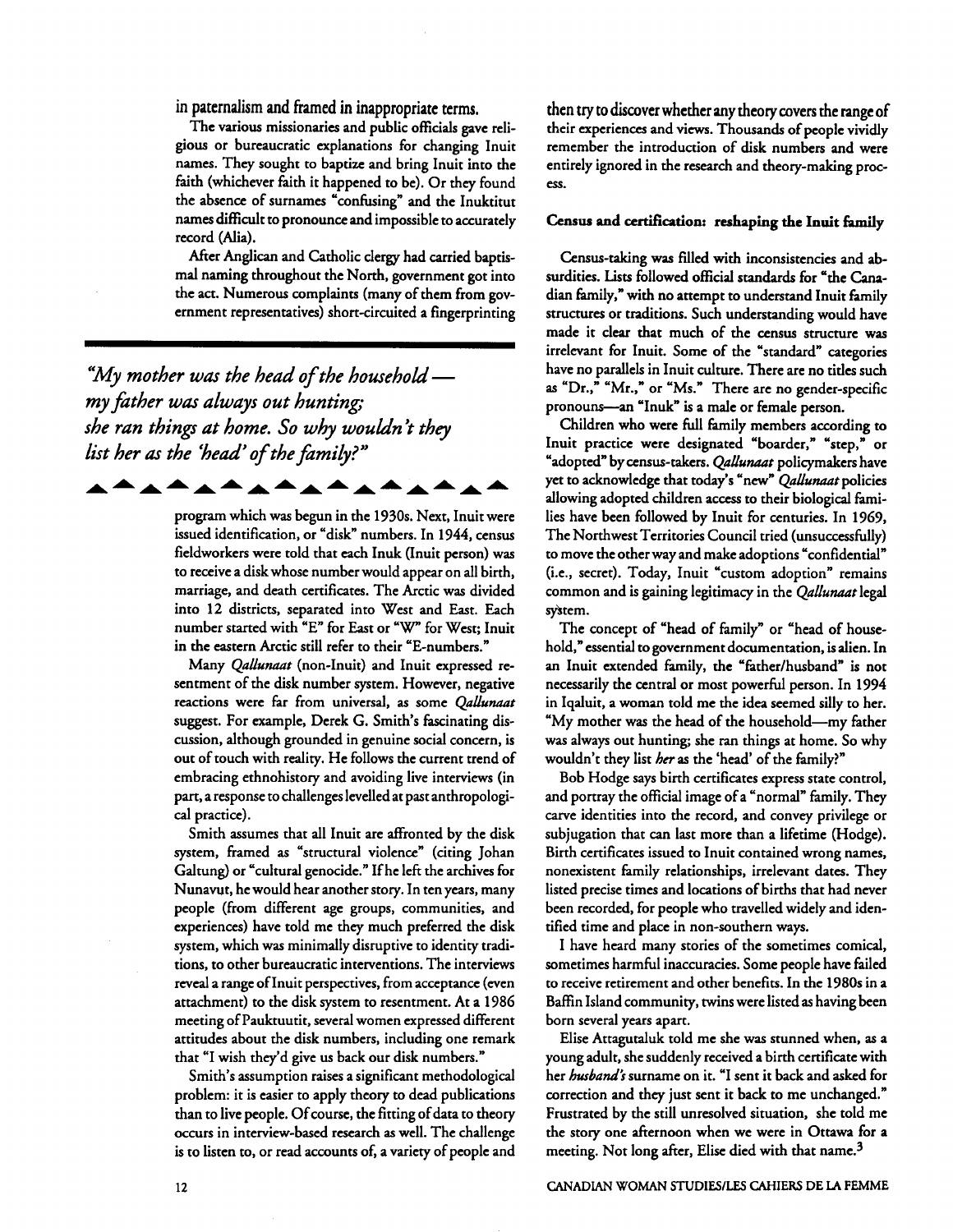in paternalism and framed in inappropriate terms.

The various missionaries and public officials gave religious or bureaucratic explanations for changing Inuit names. They sought to baptize and bring Inuit into the faith (whichever faith it happened to be). Or they found the absence of surnames "confusing" and the Inuktitut names difficult to pronounce and impossible to accurately record (Alia).

After Anglican and Catholic clergy had carried baptismal naming throughout the North, government got into the act. Numerous complaints (many of them from government representatives) short-circuited a fingerprinting program which was begun in the 1930s. Next, Inuit were issued identification, or "disk" numbers. In 1944, census fieldworkers were told that each Inuk (Inuit person) was to receive a disk whose number would appear on all birth, marriage, and death certificates. The Arctic was divided into 12 districts, separated into West and East. Each number started with "E" for East or "W" for West; Inuit in the eastern Arctic still refer to their "E-numbers."

*"My mother was the head of the household — my father was always out hunting; she ran things at home. So why wouldn't they list her as the 'head' of the family?"*

Many *Qallunaat* (non-Inuit) and Inuit expressed resentment of the disk number system. However, negative reactions were far from universal, as some *Qallunaat* suggest. For example, Derek G. Smith's fascinating discussion, although grounded in genuine social concern, is out of touch with reality. He follows the current trend of embracing ethnohistory and avoiding live interviews (in part, a response to challenges levelled at past anthropological practice).

Smith assumes that all Inuit are affronted by the disk system, framed as "structural violence" (citing Johan Galtung) or "cultural genocide." If he left the archives for Nunavut, he would hear another story. In ten years, many people (from different age groups, communities, and experiences) have told me they much preferred the disk system, which was minimally disruptive to identity traditions, to other bureaucratic interventions. The interviews reveal a range of Inuit perspectives, from acceptance (even attachment) to the disk system to resentment. At a 1986 meeting of Pauktuutit, several women expressed different attitudes about the disk numbers, including one remark that "I wish they'd give us back our disk numbers."

Smith's assumption raises a significant methodological problem: it is easier to apply theory to dead publications than to live people. Of course, the fitting of data to theory occurs in interview-based research as well. The challenge is to listen to, or read accounts of, a variety of people and then try to discover whether any theory covers the range of their experiences and views. Thousands of people vividly remember the introduction of disk numbers and were entirely ignored in the research and theory-making process.

### Census and certification: reshaping the Inuit family

Census-taking was filled with inconsistencies and absurdities. Lists followed official standards for "the Canadian family," with no attempt to understand Inuit family structures or traditions. Such understanding would have made it clear that much of the census structure was irrelevant for Inuit. Some of the "standard" categories have no parallels in Inuit culture. There are no titles such as "Dr.," "Mr.," or "Ms." There are no gender-specific pronouns—an "Inuk" is a male or female person.

Children who were full family members according to Inuit practice were designated "boarder," "step," or "adopted" by census-takers. *Qallunaat* policymakers have yet to acknowledge that today's "new" *Qallunaat* policies allowing adopted children access to their biological families have been followed by Inuit for centuries. In 1969, The Northwest Territories Council tried (unsuccessfully) to move the other way and make adoptions "confidential" (i.e., secret). Today, Inuit "custom adoption" remains common and is gaining legitimacy in the *Qallunaat* legal system.

The concept of "head of family" or "head of household," essential to government documentation, is alien. In an Inuit extended family, the "father/husband" is not necessarily the central or most powerful person. In 1994 in Iqaluit, a woman told me the idea seemed silly to her. "My mother was the head of the household—my father was always out hunting; she ran things at home. So why wouldn't they list *her* as the 'head' of the family?"

Bob Hodge says birth certificates express state control, and portray the official image of a "normal" family. They carve identities into the record, and convey privilege or subjugation that can last more than a lifetime (Hodge). Birth certificates issued to Inuit contained wrong names, nonexistent family relationships, irrelevant dates. They listed precise times and locations of births that had never been recorded, for people who travelled widely and identified time and place in non-southern ways.

I have heard many stories of the sometimes comical, sometimes harmful inaccuracies. Some people have failed to receive retirement and other benefits. In the 1980s in a Baffin Island community, twins were listed as having been born several years apart.

Elise Attagutaluk told me she was stunned when, as a young adult, she suddenly received a birth certificate with her *husband's* surname on it. "I sent it back and asked for correction and they just sent it back to me unchanged." Frustrated by the still unresolved situation, she told me the story one afternoon when we were in Ottawa for a meeting. Not long after, Elise died with that name.[3]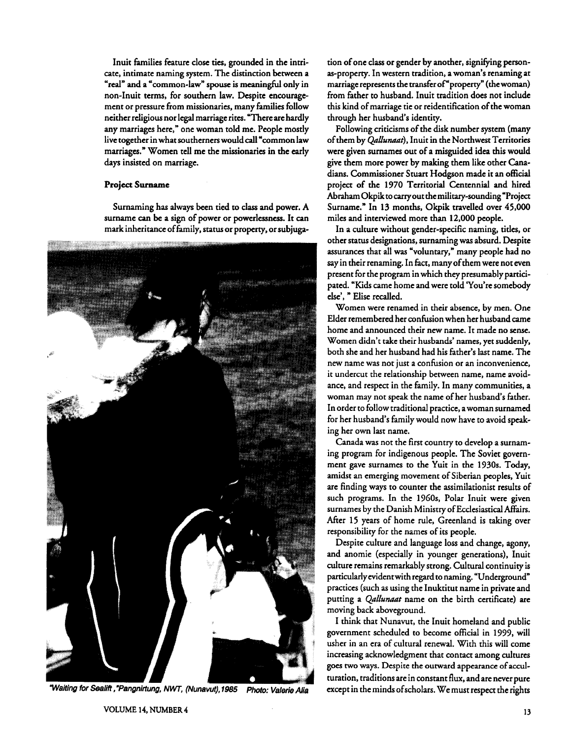Inuit families feature close ties, grounded in the intricate, intimate naming system. The distinction between a "real" and a "common-law" spouse is meaningful only in non-Inuit terms, for southern law. Despite encouragement or pressure from missionaries, many families follow neither religious nor legal marriage rites. "There are hardly any marriages here," one woman told me. People mostly live together in what southerners would call "common law marriages." Women tell me the missionaries in the early days insisted on marriage.

**Project Surname**

Surnaming has always been tied to class and power. A surname can be a sign of power or powerlessness. It can mark inheritance of family, status or property, or subjugation of one class or gender by another, signifying person-as-property. In western tradition, a woman's renaming at marriage represents the transfer of "property" (the woman) from father to husband. Inuit tradition does not include this kind of marriage tie or reidentification of the woman through her husband's identity.

*"Waiting for Sealift," Pangnirtung, NWT, (Nunavut), 1985 Photo: Valerie Alia*

Following criticisms of the disk number system (many of them by *Qallunaat*), Inuit in the Northwest Territories were given surnames out of a misguided idea this would give them more power by making them like other Canadians. Commissioner Stuart Hodgson made it an official project of the 1970 Territorial Centennial and hired Abraham Okpik to carry out the military-sounding "Project Surname." In 13 months, Okpik travelled over 45,000 miles and interviewed more than 12,000 people.

In a culture without gender-specific naming, titles, or other status designations, surnaming was absurd. Despite assurances that all was "voluntary," many people had no say in their renaming. In fact, many of them were not even present for the program in which they presumably participated. "Kids came home and were told 'You're somebody else'," Elise recalled.

Women were renamed in their absence, by men. One Elder remembered her confusion when her husband came home and announced their new name. It made no sense. Women didn't take their husbands' names, yet suddenly, both she and her husband had his father's last name. The new name was not just a confusion or an inconvenience, it undercut the relationship between name, name avoidance, and respect in the family. In many communities, a woman may not speak the name of her husband's father. In order to follow traditional practice, a woman surnamed for her husband's family would now have to avoid speaking her own last name.

Canada was not the first country to develop a surnaming program for indigenous people. The Soviet government gave surnames to the Yuit in the 1930s. Today, amidst an emerging movement of Siberian peoples, Yuit are finding ways to counter the assimilationist results of such programs. In the 1960s, Polar Inuit were given surnames by the Danish Ministry of Ecclesiastical Affairs. After 15 years of home rule, Greenland is taking over responsibility for the names of its people.

Despite culture and language loss and change, agony, and anomie (especially in younger generations), Inuit culture remains remarkably strong. Cultural continuity is particularly evident with regard to naming. "Underground" practices (such as using the Inuktitut name in private and putting a *Qallunaat* name on the birth certificate) are moving back aboveground.

I think that Nunavut, the Inuit homeland and public government scheduled to become official in 1999, will usher in an era of cultural renewal. With this will come increasing acknowledgment that contact among cultures goes two ways. Despite the outward appearance of acculturation, traditions are in constant flux, and are never pure except in the minds of scholars. We must respect the rights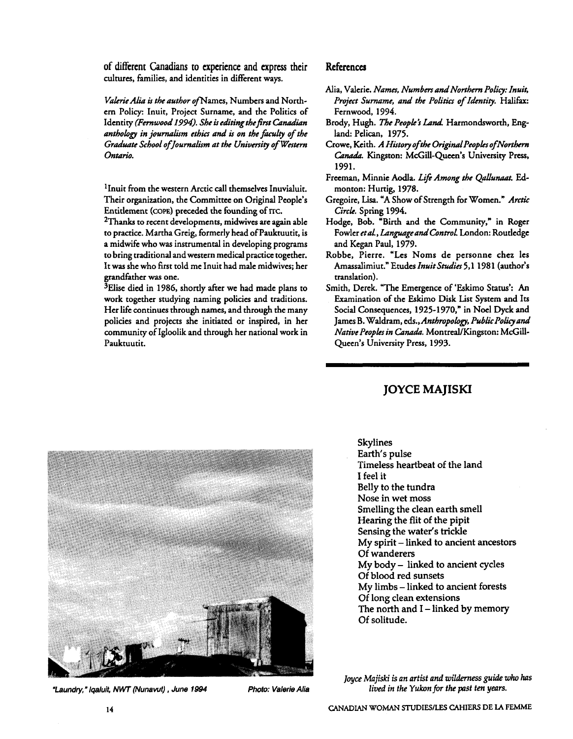of different Canadians to experience and express their cultures, families, and identities in different ways.

*Valerie Alia is the author of* Names, Numbers and Northern Policy: Inuit, Project Surname, and the Politics of Identity *(Fernwood 1994). She is editing the first Canadian anthology in journalism ethics and is on the faculty of the Graduate School of Journalism at the University of Western Ontario.*

[1]Inuit from the western Arctic call themselves Inuvialuit. Their organization, the Committee on Original People's Entitlement (COPE) preceded the founding of ITC.

[2]Thanks to recent developments, midwives are again able to practice. Martha Greig, formerly head of Pauktuutit, is a midwife who was instrumental in developing programs to bring traditional and western medical practice together. It was she who first told me Inuit had male midwives; her grandfather was one.

[3]Elise died in 1986, shortly after we had made plans to work together studying naming policies and traditions. Her life continues through names, and through the many policies and projects she initiated or inspired, in her community of Igloolik and through her national work in Pauktuutit.

## References

Alia, Valerie. *Names, Numbers and Northern Policy: Inuit, Project Surname, and the Politics of Identity.* Halifax: Fernwood, 1994.

Brody, Hugh. *The People's Land.* Harmondsworth, England: Pelican, 1975.

Crowe, Keith. *A History of the Original Peoples of Northern Canada.* Kingston: McGill-Queen's University Press, 1991.

Freeman, Minnie Aodla. *Life Among the Qallunaat.* Edmonton: Hurtig, 1978.

Gregoire, Lisa. "A Show of Strength for Women." *Arctic Circle.* Spring 1994.

Hodge, Bob. "Birth and the Community," in Roger Fowler *et al., Language and Control.* London: Routledge and Kegan Paul, 1979.

Robbe, Pierre. "Les Noms de personne chez les Amassalimiut." Etudes *Inuit Studies* 5,1 1981 (author's translation).

Smith, Derek. "The Emergence of 'Eskimo Status': An Examination of the Eskimo Disk List System and Its Social Consequences, 1925-1970," in Noel Dyck and James B. Waldram, eds., *Anthropology, Public Policy and Native Peoples in Canada.* Montreal/Kingston: McGill-Queen's University Press, 1993.

*"Laundry," Iqaluit, NWT (Nunavut), June 1994* — *Photo: Valerie Alia*

## JOYCE MAJISKI

Skylines  
Earth's pulse  
Timeless heartbeat of the land  
I feel it  
Belly to the tundra  
Nose in wet moss  
Smelling the clean earth smell  
Hearing the flit of the pipit  
Sensing the water's trickle  
My spirit – linked to ancient ancestors  
Of wanderers  
My body – linked to ancient cycles  
Of blood red sunsets  
My limbs – linked to ancient forests  
Of long clean extensions  
The north and I – linked by memory  
Of solitude.

*Joyce Majiski is an artist and wilderness guide who has lived in the Yukon for the past ten years.*